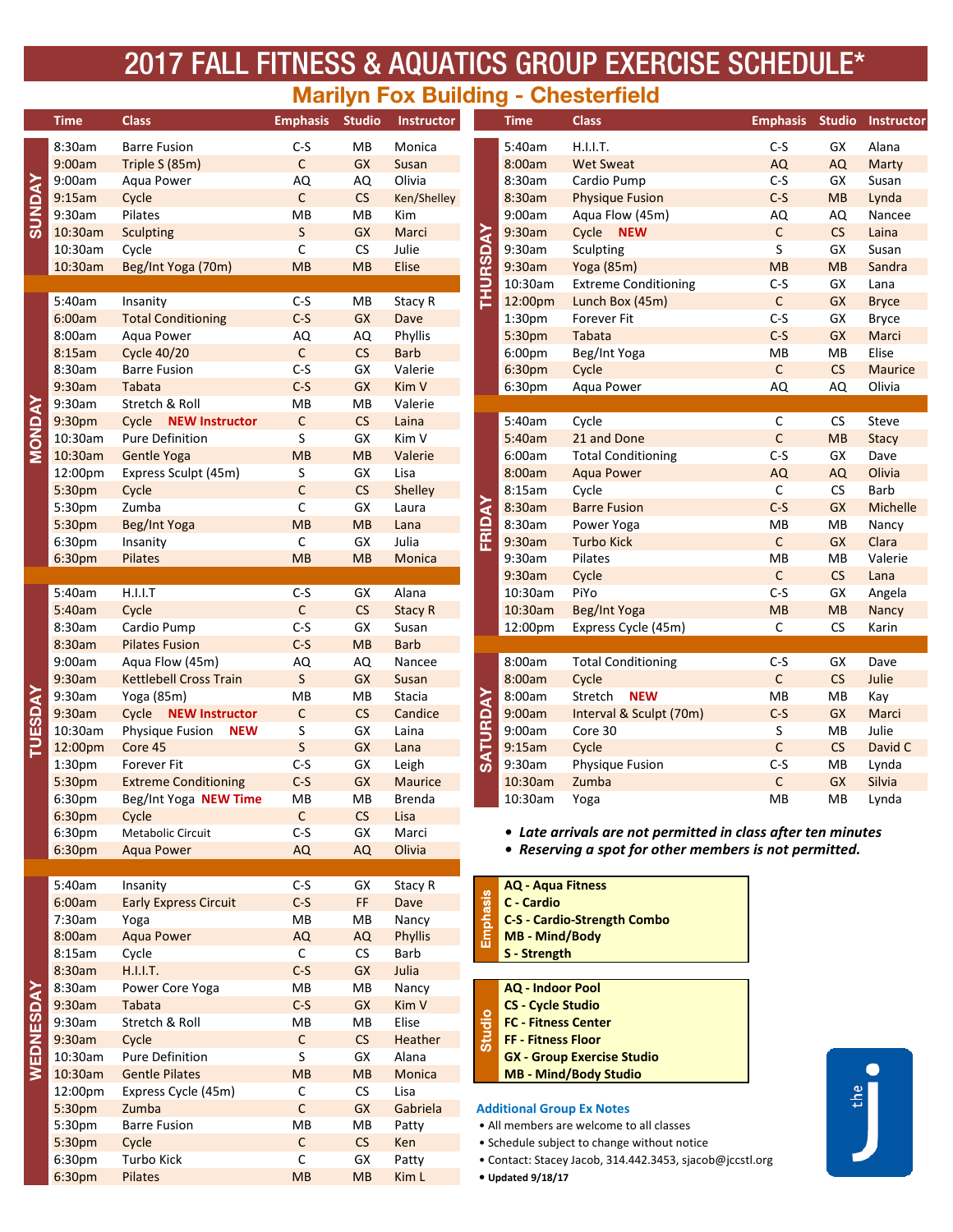# 2017 FALL FITNESS & AQUATICS GROUP EXERCISE SCHEDULE*

## Marilyn Fox Building - Chesterfield

| Day | Time | Class | Emphasis | Studio | Instructor |
|---|---|---|---|---|---|
| SUNDAY | 8:30am | Barre Fusion | C-S | MB | Monica |
| | 9:00am | Triple S (85m) | C | GX | Susan |
| | 9:00am | Aqua Power | AQ | AQ | Olivia |
| | 9:15am | Cycle | C | CS | Ken/Shelley |
| | 9:30am | Pilates | MB | MB | Kim |
| | 10:30am | Sculpting | S | GX | Marci |
| | 10:30am | Cycle | C | CS | Julie |
| | 10:30am | Beg/Int Yoga (70m) | MB | MB | Elise |
| MONDAY | 5:40am | Insanity | C-S | MB | Stacy R |
| | 6:00am | Total Conditioning | C-S | GX | Dave |
| | 8:00am | Aqua Power | AQ | AQ | Phyllis |
| | 8:15am | Cycle 40/20 | C | CS | Barb |
| | 8:30am | Barre Fusion | C-S | GX | Valerie |
| | 9:30am | Tabata | C-S | GX | Kim V |
| | 9:30am | Stretch & Roll | MB | MB | Valerie |
| | 9:30pm | Cycle **NEW Instructor** | C | CS | Laina |
| | 10:30am | Pure Definition | S | GX | Kim V |
| | 10:30am | Gentle Yoga | MB | MB | Valerie |
| | 12:00pm | Express Sculpt (45m) | S | GX | Lisa |
| | 5:30pm | Cycle | C | CS | Shelley |
| | 5:30pm | Zumba | C | GX | Laura |
| | 5:30pm | Beg/Int Yoga | MB | MB | Lana |
| | 6:30pm | Insanity | C | GX | Julia |
| | 6:30pm | Pilates | MB | MB | Monica |
| TUESDAY | 5:40am | H.I.I.T | C-S | GX | Alana |
| | 5:40am | Cycle | C | CS | Stacy R |
| | 8:30am | Cardio Pump | C-S | GX | Susan |
| | 8:30am | Pilates Fusion | C-S | MB | Barb |
| | 9:00am | Aqua Flow (45m) | AQ | AQ | Nancee |
| | 9:30am | Kettlebell Cross Train | S | GX | Susan |
| | 9:30am | Yoga (85m) | MB | MB | Stacia |
| | 9:30am | Cycle **NEW Instructor** | C | CS | Candice |
| | 10:30am | Physique Fusion **NEW** | S | GX | Laina |
| | 12:00pm | Core 45 | S | GX | Lana |
| | 1:30pm | Forever Fit | C-S | GX | Leigh |
| | 5:30pm | Extreme Conditioning | C-S | GX | Maurice |
| | 6:30pm | Beg/Int Yoga **NEW Time** | MB | MB | Brenda |
| | 6:30pm | Cycle | C | CS | Lisa |
| | 6:30pm | Metabolic Circuit | C-S | GX | Marci |
| | 6:30pm | Aqua Power | AQ | AQ | Olivia |
| WEDNESDAY | 5:40am | Insanity | C-S | GX | Stacy R |
| | 6:00am | Early Express Circuit | C-S | FF | Dave |
| | 7:30am | Yoga | MB | MB | Nancy |
| | 8:00am | Aqua Power | AQ | AQ | Phyllis |
| | 8:15am | Cycle | C | CS | Barb |
| | 8:30am | H.I.I.T. | C-S | GX | Julia |
| | 8:30am | Power Core Yoga | MB | MB | Nancy |
| | 9:30am | Tabata | C-S | GX | Kim V |
| | 9:30am | Stretch & Roll | MB | MB | Elise |
| | 9:30am | Cycle | C | CS | Heather |
| | 10:30am | Pure Definition | S | GX | Alana |
| | 10:30am | Gentle Pilates | MB | MB | Monica |
| | 12:00pm | Express Cycle (45m) | C | CS | Lisa |
| | 5:30pm | Zumba | C | GX | Gabriela |
| | 5:30pm | Barre Fusion | MB | MB | Patty |
| | 5:30pm | Cycle | C | CS | Ken |
| | 6:30pm | Turbo Kick | C | GX | Patty |
| | 6:30pm | Pilates | MB | MB | Kim L |
| THURSDAY | 5:40am | H.I.I.T. | C-S | GX | Alana |
| | 8:00am | Wet Sweat | AQ | AQ | Marty |
| | 8:30am | Cardio Pump | C-S | GX | Susan |
| | 8:30am | Physique Fusion | C-S | MB | Lynda |
| | 9:00am | Aqua Flow (45m) | AQ | AQ | Nancee |
| | 9:30am | Cycle **NEW** | C | CS | Laina |
| | 9:30am | Sculpting | S | GX | Susan |
| | 9:30am | Yoga (85m) | MB | MB | Sandra |
| | 10:30am | Extreme Conditioning | C-S | GX | Lana |
| | 12:00pm | Lunch Box (45m) | C | GX | Bryce |
| | 1:30pm | Forever Fit | C-S | GX | Bryce |
| | 5:30pm | Tabata | C-S | GX | Marci |
| | 6:00pm | Beg/Int Yoga | MB | MB | Elise |
| | 6:30pm | Cycle | C | CS | Maurice |
| | 6:30pm | Aqua Power | AQ | AQ | Olivia |
| FRIDAY | 5:40am | Cycle | C | CS | Steve |
| | 5:40am | 21 and Done | C | MB | Stacy |
| | 6:00am | Total Conditioning | C-S | GX | Dave |
| | 8:00am | Aqua Power | AQ | AQ | Olivia |
| | 8:15am | Cycle | C | CS | Barb |
| | 8:30am | Barre Fusion | C-S | GX | Michelle |
| | 8:30am | Power Yoga | MB | MB | Nancy |
| | 9:30am | Turbo Kick | C | GX | Clara |
| | 9:30am | Pilates | MB | MB | Valerie |
| | 9:30am | Cycle | C | CS | Lana |
| | 10:30am | PiYo | C-S | GX | Angela |
| | 10:30am | Beg/Int Yoga | MB | MB | Nancy |
| | 12:00pm | Express Cycle (45m) | C | CS | Karin |
| SATURDAY | 8:00am | Total Conditioning | C-S | GX | Dave |
| | 8:00am | Cycle | C | CS | Julie |
| | 8:00am | Stretch **NEW** | MB | MB | Kay |
| | 9:00am | Interval & Sculpt (70m) | C-S | GX | Marci |
| | 9:00am | Core 30 | S | MB | Julie |
| | 9:15am | Cycle | C | CS | David C |
| | 9:30am | Physique Fusion | C-S | MB | Lynda |
| | 10:30am | Zumba | C | GX | Silvia |
| | 10:30am | Yoga | MB | MB | Lynda |

- ***Late arrivals are not permitted in class after ten minutes***
- ***Reserving a spot for other members is not permitted.***

**Emphasis**

- **AQ - Aqua Fitness**
- **C - Cardio**
- **C-S - Cardio-Strength Combo**
- **MB - Mind/Body**
- **S - Strength**

**Studio**

- **AQ - Indoor Pool**
- **CS - Cycle Studio**
- **FC - Fitness Center**
- **FF - Fitness Floor**
- **GX - Group Exercise Studio**
- **MB - Mind/Body Studio**

### Additional Group Ex Notes

- All members are welcome to all classes
- Schedule subject to change without notice
- Contact: Stacey Jacob, 314.442.3453, sjacob@jccstl.org
- **Updated 9/18/17**

the j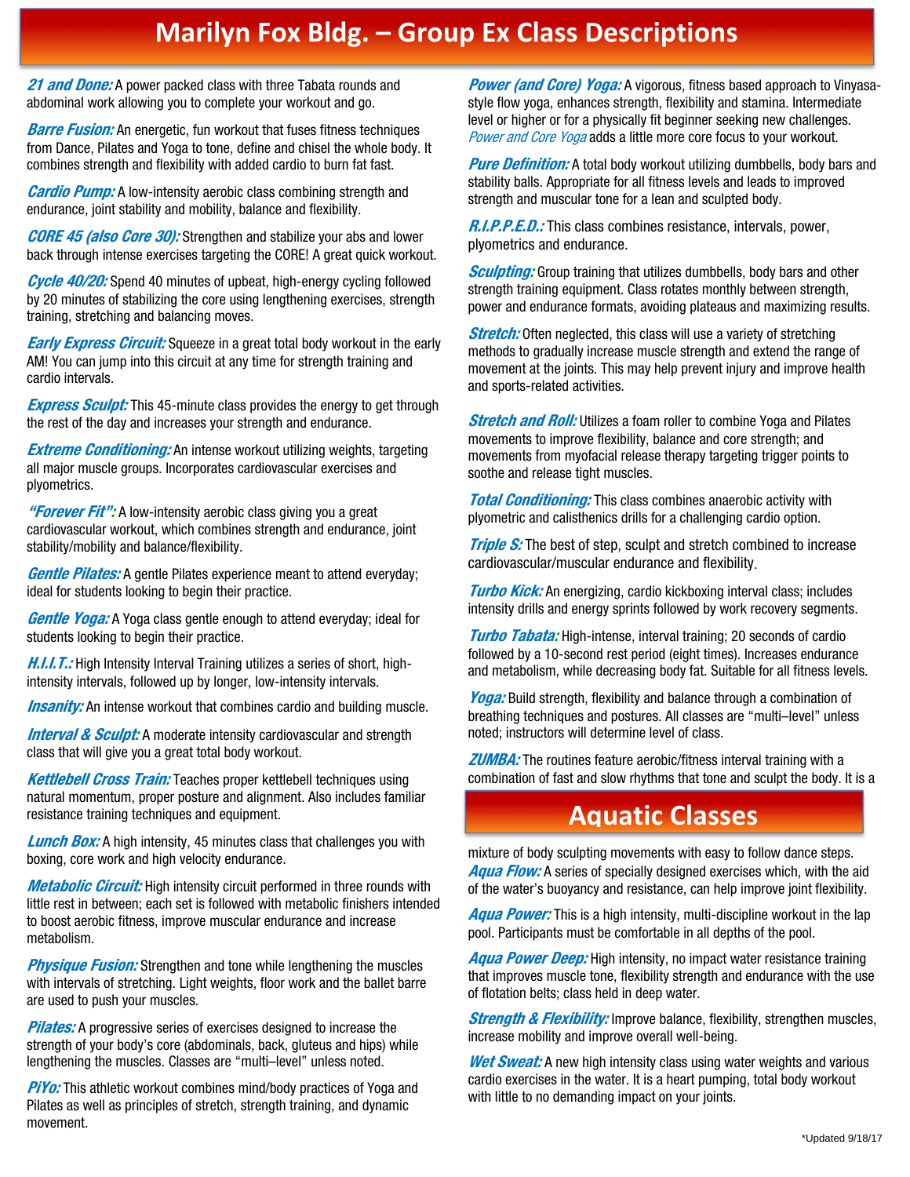# Marilyn Fox Bldg. – Group Ex Class Descriptions

***21 and Done:*** A power packed class with three Tabata rounds and abdominal work allowing you to complete your workout and go.

***Barre Fusion:*** An energetic, fun workout that fuses fitness techniques from Dance, Pilates and Yoga to tone, define and chisel the whole body. It combines strength and flexibility with added cardio to burn fat fast.

***Cardio Pump:*** A low-intensity aerobic class combining strength and endurance, joint stability and mobility, balance and flexibility.

***CORE 45 (also Core 30):*** Strengthen and stabilize your abs and lower back through intense exercises targeting the CORE! A great quick workout.

***Cycle 40/20:*** Spend 40 minutes of upbeat, high-energy cycling followed by 20 minutes of stabilizing the core using lengthening exercises, strength training, stretching and balancing moves.

***Early Express Circuit:*** Squeeze in a great total body workout in the early AM! You can jump into this circuit at any time for strength training and cardio intervals.

***Express Sculpt:*** This 45-minute class provides the energy to get through the rest of the day and increases your strength and endurance.

***Extreme Conditioning:*** An intense workout utilizing weights, targeting all major muscle groups. Incorporates cardiovascular exercises and plyometrics.

***"Forever Fit":*** A low-intensity aerobic class giving you a great cardiovascular workout, which combines strength and endurance, joint stability/mobility and balance/flexibility.

***Gentle Pilates:*** A gentle Pilates experience meant to attend everyday; ideal for students looking to begin their practice.

***Gentle Yoga:*** A Yoga class gentle enough to attend everyday; ideal for students looking to begin their practice.

***H.I.I.T.:*** High Intensity Interval Training utilizes a series of short, high-intensity intervals, followed up by longer, low-intensity intervals.

***Insanity:*** An intense workout that combines cardio and building muscle.

***Interval & Sculpt:*** A moderate intensity cardiovascular and strength class that will give you a great total body workout.

***Kettlebell Cross Train:*** Teaches proper kettlebell techniques using natural momentum, proper posture and alignment. Also includes familiar resistance training techniques and equipment.

***Lunch Box:*** A high intensity, 45 minutes class that challenges you with boxing, core work and high velocity endurance.

***Metabolic Circuit:*** High intensity circuit performed in three rounds with little rest in between; each set is followed with metabolic finishers intended to boost aerobic fitness, improve muscular endurance and increase metabolism.

***Physique Fusion:*** Strengthen and tone while lengthening the muscles with intervals of stretching. Light weights, floor work and the ballet barre are used to push your muscles.

***Pilates:*** A progressive series of exercises designed to increase the strength of your body's core (abdominals, back, gluteus and hips) while lengthening the muscles. Classes are "multi–level" unless noted.

***PiYo:*** This athletic workout combines mind/body practices of Yoga and Pilates as well as principles of stretch, strength training, and dynamic movement.

***Power (and Core) Yoga:*** A vigorous, fitness based approach to Vinyasa-style flow yoga, enhances strength, flexibility and stamina. Intermediate level or higher or for a physically fit beginner seeking new challenges. *Power and Core Yoga* adds a little more core focus to your workout.

***Pure Definition:*** A total body workout utilizing dumbbells, body bars and stability balls. Appropriate for all fitness levels and leads to improved strength and muscular tone for a lean and sculpted body.

***R.I.P.P.E.D.:*** This class combines resistance, intervals, power, plyometrics and endurance.

***Sculpting:*** Group training that utilizes dumbbells, body bars and other strength training equipment. Class rotates monthly between strength, power and endurance formats, avoiding plateaus and maximizing results.

***Stretch:*** Often neglected, this class will use a variety of stretching methods to gradually increase muscle strength and extend the range of movement at the joints. This may help prevent injury and improve health and sports-related activities.

***Stretch and Roll:*** Utilizes a foam roller to combine Yoga and Pilates movements to improve flexibility, balance and core strength; and movements from myofacial release therapy targeting trigger points to soothe and release tight muscles.

***Total Conditioning:*** This class combines anaerobic activity with plyometric and calisthenics drills for a challenging cardio option.

***Triple S:*** The best of step, sculpt and stretch combined to increase cardiovascular/muscular endurance and flexibility.

***Turbo Kick:*** An energizing, cardio kickboxing interval class; includes intensity drills and energy sprints followed by work recovery segments.

***Turbo Tabata:*** High-intense, interval training; 20 seconds of cardio followed by a 10-second rest period (eight times). Increases endurance and metabolism, while decreasing body fat. Suitable for all fitness levels.

***Yoga:*** Build strength, flexibility and balance through a combination of breathing techniques and postures. All classes are "multi–level" unless noted; instructors will determine level of class.

***ZUMBA:*** The routines feature aerobic/fitness interval training with a combination of fast and slow rhythms that tone and sculpt the body. It is a mixture of body sculpting movements with easy to follow dance steps.

## Aquatic Classes

***Aqua Flow:*** A series of specially designed exercises which, with the aid of the water's buoyancy and resistance, can help improve joint flexibility.

***Aqua Power:*** This is a high intensity, multi-discipline workout in the lap pool. Participants must be comfortable in all depths of the pool.

***Aqua Power Deep:*** High intensity, no impact water resistance training that improves muscle tone, flexibility strength and endurance with the use of flotation belts; class held in deep water.

***Strength & Flexibility:*** Improve balance, flexibility, strengthen muscles, increase mobility and improve overall well-being.

***Wet Sweat:*** A new high intensity class using water weights and various cardio exercises in the water. It is a heart pumping, total body workout with little to no demanding impact on your joints.

*Updated 9/18/17